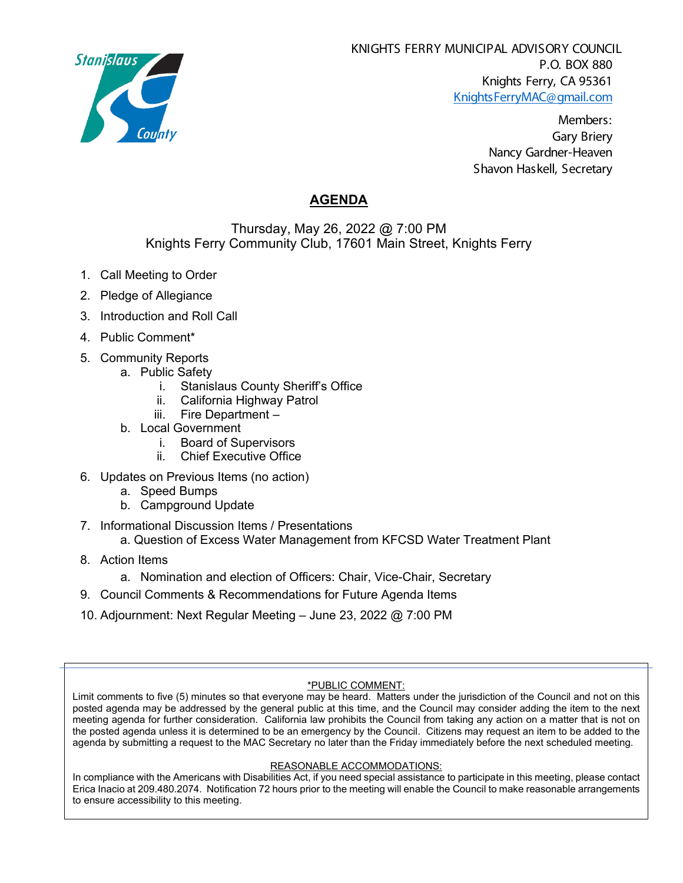KNIGHTS FERRY MUNICIPAL ADVISORY COUNCIL
P.O. BOX 880
Knights Ferry, CA 95361
KnightsFerryMAC@gmail.com

Members:
Gary Briery
Nancy Gardner-Heaven
Shavon Haskell, Secretary

# AGENDA

Thursday, May 26, 2022 @ 7:00 PM
Knights Ferry Community Club, 17601 Main Street, Knights Ferry

1. Call Meeting to Order
2. Pledge of Allegiance
3. Introduction and Roll Call
4. Public Comment*
5. Community Reports
   a. Public Safety
      i. Stanislaus County Sheriff's Office
      ii. California Highway Patrol
      iii. Fire Department –
   b. Local Government
      i. Board of Supervisors
      ii. Chief Executive Office
6. Updates on Previous Items (no action)
   a. Speed Bumps
   b. Campground Update
7. Informational Discussion Items / Presentations
   a. Question of Excess Water Management from KFCSD Water Treatment Plant
8. Action Items
   a. Nomination and election of Officers: Chair, Vice-Chair, Secretary
9. Council Comments & Recommendations for Future Agenda Items
10. Adjournment: Next Regular Meeting – June 23, 2022 @ 7:00 PM

---

*PUBLIC COMMENT:

Limit comments to five (5) minutes so that everyone may be heard. Matters under the jurisdiction of the Council and not on this posted agenda may be addressed by the general public at this time, and the Council may consider adding the item to the next meeting agenda for further consideration. California law prohibits the Council from taking any action on a matter that is not on the posted agenda unless it is determined to be an emergency by the Council. Citizens may request an item to be added to the agenda by submitting a request to the MAC Secretary no later than the Friday immediately before the next scheduled meeting.

REASONABLE ACCOMMODATIONS:

In compliance with the Americans with Disabilities Act, if you need special assistance to participate in this meeting, please contact Erica Inacio at 209.480.2074. Notification 72 hours prior to the meeting will enable the Council to make reasonable arrangements to ensure accessibility to this meeting.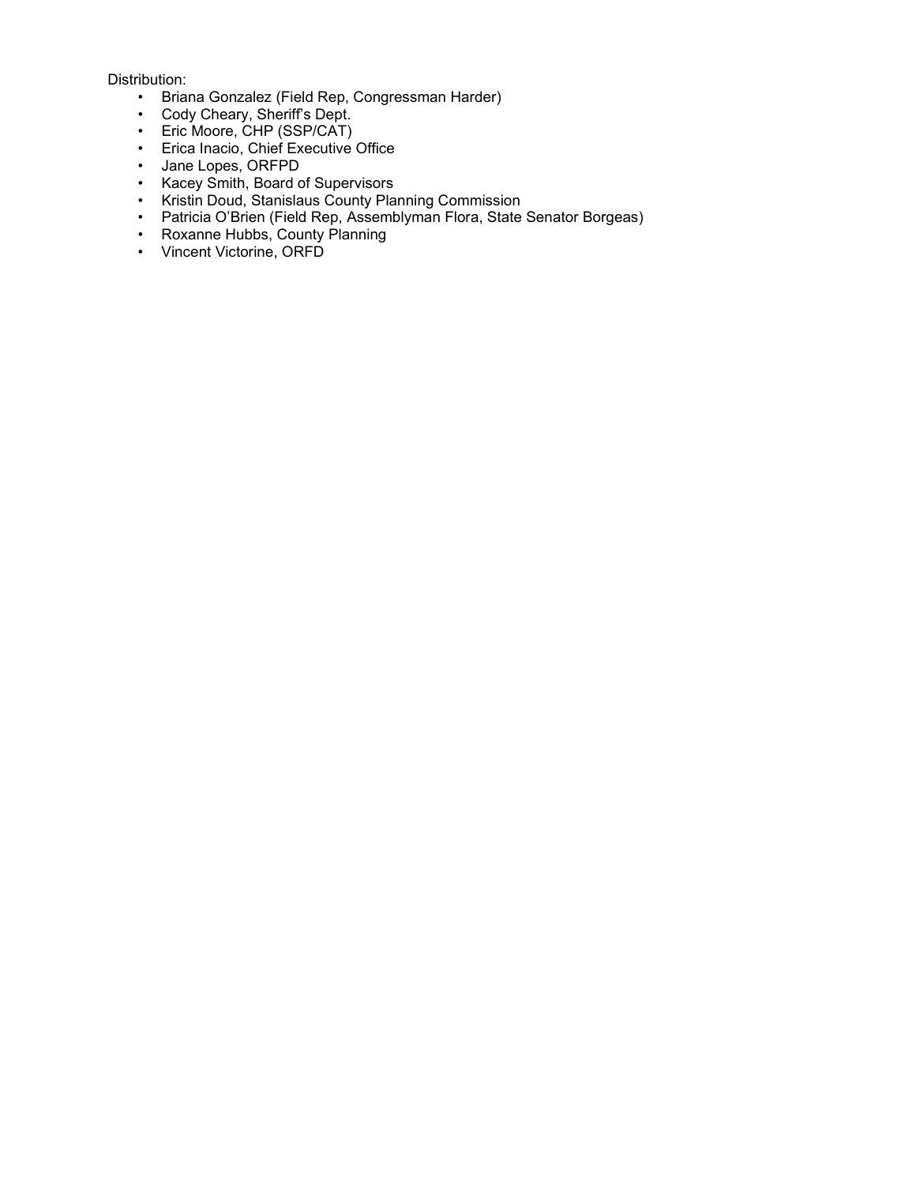Distribution:

- Briana Gonzalez (Field Rep, Congressman Harder)
- Cody Cheary, Sheriff's Dept.
- Eric Moore, CHP (SSP/CAT)
- Erica Inacio, Chief Executive Office
- Jane Lopes, ORFPD
- Kacey Smith, Board of Supervisors
- Kristin Doud, Stanislaus County Planning Commission
- Patricia O'Brien (Field Rep, Assemblyman Flora, State Senator Borgeas)
- Roxanne Hubbs, County Planning
- Vincent Victorine, ORFD